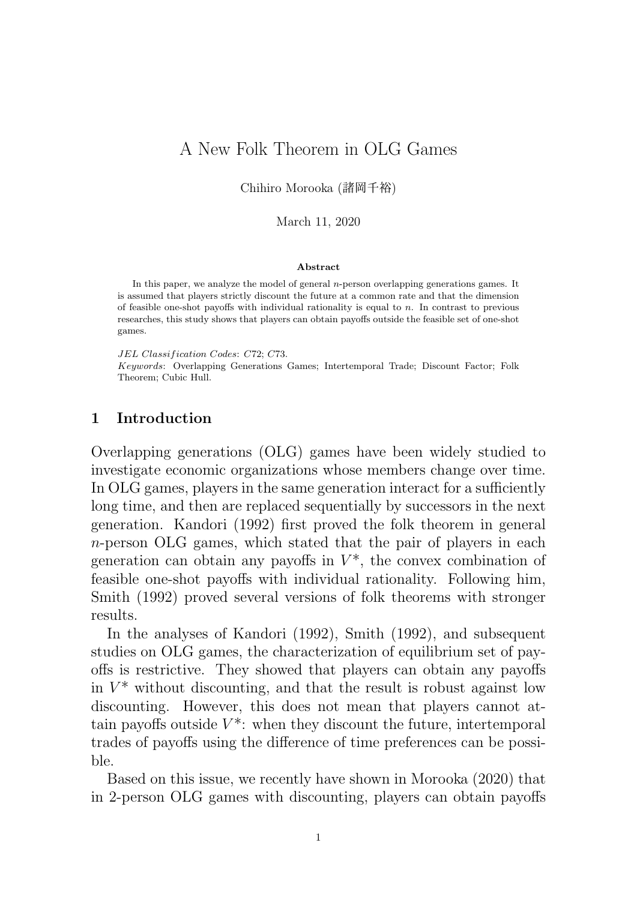# A New Folk Theorem in OLG Games

Chihiro Morooka (諸岡千裕)

March 11, 2020

**Abstract**

In this paper, we analyze the model of general $n$-person overlapping generations games. It is assumed that players strictly discount the future at a common rate and that the dimension of feasible one-shot payoffs with individual rationality is equal to $n$. In contrast to previous researches, this study shows that players can obtain payoffs outside the feasible set of one-shot games.

*JEL Classification Codes*: C72; C73.
*Keywords*: Overlapping Generations Games; Intertemporal Trade; Discount Factor; Folk Theorem; Cubic Hull.

## 1 Introduction

Overlapping generations (OLG) games have been widely studied to investigate economic organizations whose members change over time. In OLG games, players in the same generation interact for a sufficiently long time, and then are replaced sequentially by successors in the next generation. Kandori (1992) first proved the folk theorem in general $n$-person OLG games, which stated that the pair of players in each generation can obtain any payoffs in $V^*$, the convex combination of feasible one-shot payoffs with individual rationality. Following him, Smith (1992) proved several versions of folk theorems with stronger results.

In the analyses of Kandori (1992), Smith (1992), and subsequent studies on OLG games, the characterization of equilibrium set of payoffs is restrictive. They showed that players can obtain any payoffs in $V^*$ without discounting, and that the result is robust against low discounting. However, this does not mean that players cannot attain payoffs outside $V^*$: when they discount the future, intertemporal trades of payoffs using the difference of time preferences can be possible.

Based on this issue, we recently have shown in Morooka (2020) that in 2-person OLG games with discounting, players can obtain payoffs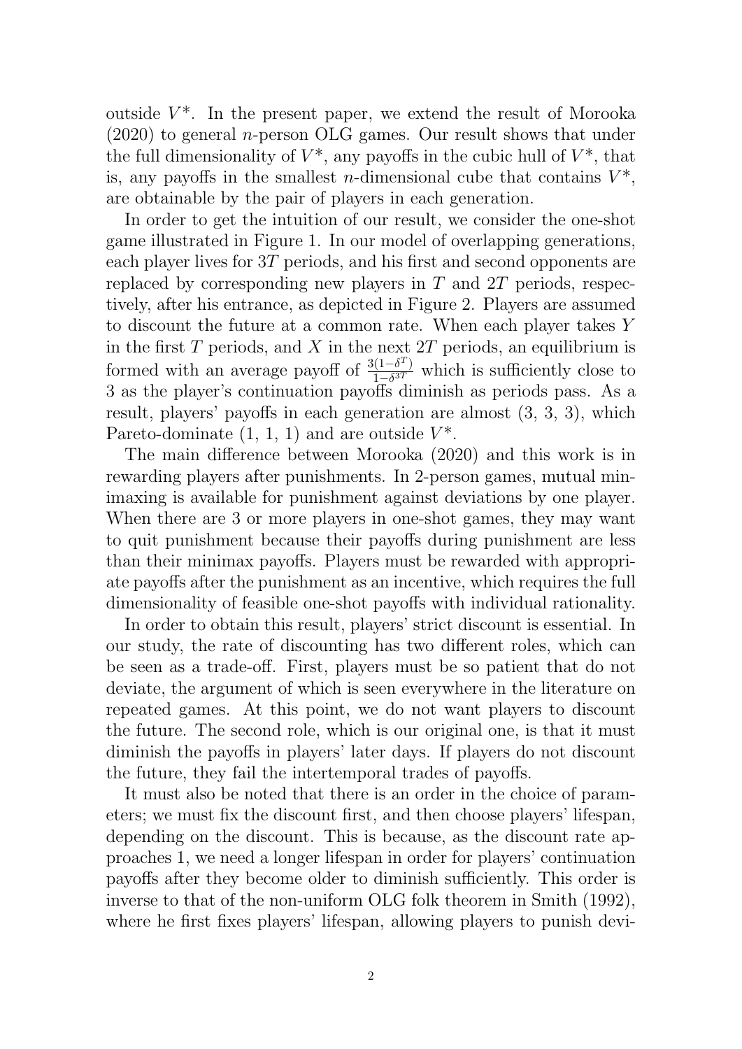outside $V^*$. In the present paper, we extend the result of Morooka (2020) to general $n$-person OLG games. Our result shows that under the full dimensionality of $V^*$, any payoffs in the cubic hull of $V^*$, that is, any payoffs in the smallest $n$-dimensional cube that contains $V^*$, are obtainable by the pair of players in each generation.

In order to get the intuition of our result, we consider the one-shot game illustrated in Figure 1. In our model of overlapping generations, each player lives for $3T$ periods, and his first and second opponents are replaced by corresponding new players in $T$ and $2T$ periods, respectively, after his entrance, as depicted in Figure 2. Players are assumed to discount the future at a common rate. When each player takes $Y$ in the first $T$ periods, and $X$ in the next $2T$ periods, an equilibrium is formed with an average payoff of $\frac{3(1-\delta^T)}{1-\delta^{3T}}$ which is sufficiently close to 3 as the player's continuation payoffs diminish as periods pass. As a result, players' payoffs in each generation are almost (3, 3, 3), which Pareto-dominate (1, 1, 1) and are outside $V^*$.

The main difference between Morooka (2020) and this work is in rewarding players after punishments. In 2-person games, mutual minimaxing is available for punishment against deviations by one player. When there are 3 or more players in one-shot games, they may want to quit punishment because their payoffs during punishment are less than their minimax payoffs. Players must be rewarded with appropriate payoffs after the punishment as an incentive, which requires the full dimensionality of feasible one-shot payoffs with individual rationality.

In order to obtain this result, players' strict discount is essential. In our study, the rate of discounting has two different roles, which can be seen as a trade-off. First, players must be so patient that do not deviate, the argument of which is seen everywhere in the literature on repeated games. At this point, we do not want players to discount the future. The second role, which is our original one, is that it must diminish the payoffs in players' later days. If players do not discount the future, they fail the intertemporal trades of payoffs.

It must also be noted that there is an order in the choice of parameters; we must fix the discount first, and then choose players' lifespan, depending on the discount. This is because, as the discount rate approaches 1, we need a longer lifespan in order for players' continuation payoffs after they become older to diminish sufficiently. This order is inverse to that of the non-uniform OLG folk theorem in Smith (1992), where he first fixes players' lifespan, allowing players to punish devi-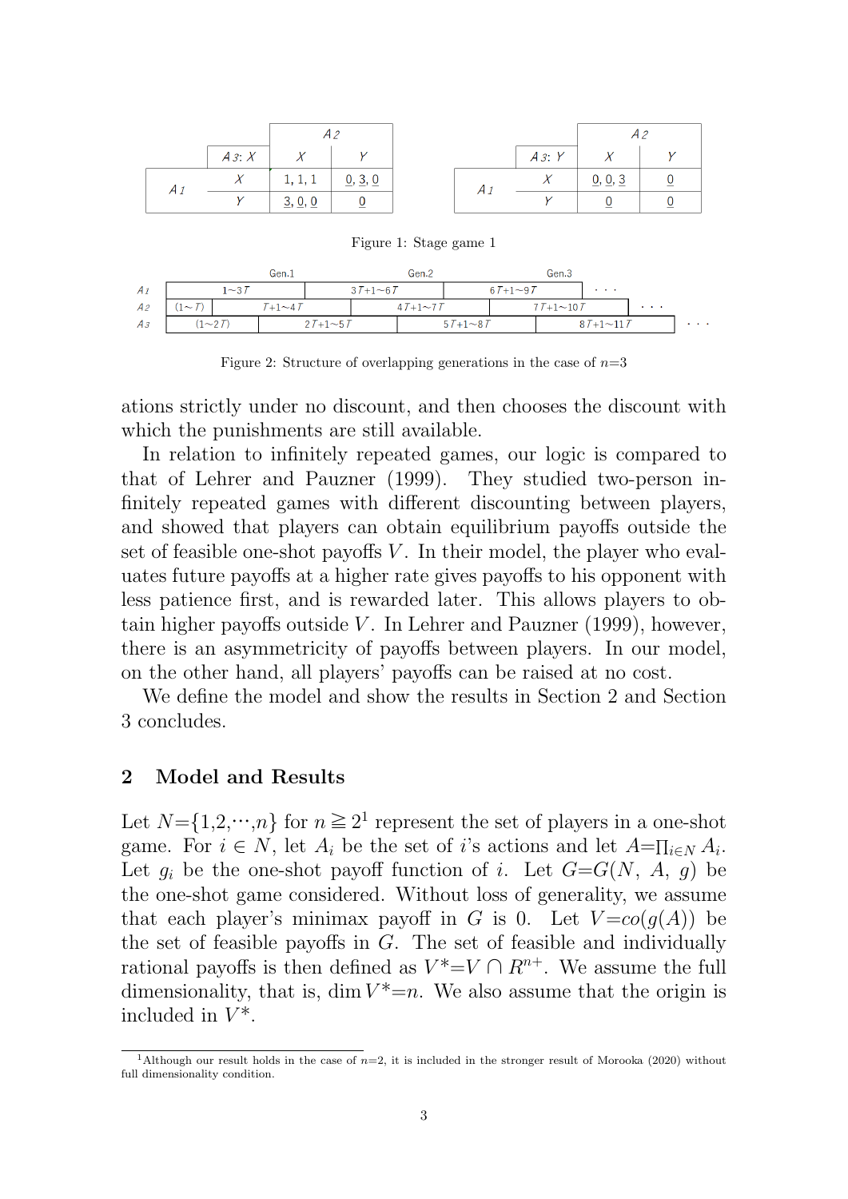| | $A_3$: $X$ | $A_2$: $X$ | $A_2$: $Y$ |
|---|---|---|---|
| $A_1$ | $X$ | 1, 1, 1 | 0, 3, 0 |
| | $Y$ | 3, 0, 0 | 0 |

| | $A_3$: $Y$ | $A_2$: $X$ | $A_2$: $Y$ |
|---|---|---|---|
| $A_1$ | $X$ | 0, 0, 3 | 0 |
| | $Y$ | 0 | 0 |

Figure 1: Stage game 1

| | Gen.1 | Gen.2 | Gen.3 | |
|---|---|---|---|---|
| $A_1$ | $1\sim3T$ | $3T+1\sim6T$ | $6T+1\sim9T$ | ··· |
| $A_2$ | $(1\sim T)$, $T+1\sim4T$ | $4T+1\sim7T$ | $7T+1\sim10T$ | ··· |
| $A_3$ | $(1\sim2T)$, $2T+1\sim5T$ | $5T+1\sim8T$ | $8T+1\sim11T$ | ··· |

Figure 2: Structure of overlapping generations in the case of $n$=3

ations strictly under no discount, and then chooses the discount with which the punishments are still available.

In relation to infinitely repeated games, our logic is compared to that of Lehrer and Pauzner (1999). They studied two-person infinitely repeated games with different discounting between players, and showed that players can obtain equilibrium payoffs outside the set of feasible one-shot payoffs $V$. In their model, the player who evaluates future payoffs at a higher rate gives payoffs to his opponent with less patience first, and is rewarded later. This allows players to obtain higher payoffs outside $V$. In Lehrer and Pauzner (1999), however, there is an asymmetricity of payoffs between players. In our model, on the other hand, all players' payoffs can be raised at no cost.

We define the model and show the results in Section 2 and Section 3 concludes.

## 2 Model and Results

Let $N$=$\{1,2,\cdots,n\}$ for $n \geqq 2$[1] represent the set of players in a one-shot game. For $i \in N$, let $A_i$ be the set of $i$'s actions and let $A$=$\prod_{i\in N} A_i$. Let $g_i$ be the one-shot payoff function of $i$. Let $G$=$G(N,\ A,\ g)$ be the one-shot game considered. Without loss of generality, we assume that each player's minimax payoff in $G$ is 0. Let $V$=$co(g(A))$ be the set of feasible payoffs in $G$. The set of feasible and individually rational payoffs is then defined as $V^*$=$V \cap R^{n+}$. We assume the full dimensionality, that is, $\dim V^*$=$n$. We also assume that the origin is included in $V^*$.

[1] Although our result holds in the case of $n$=2, it is included in the stronger result of Morooka (2020) without full dimensionality condition.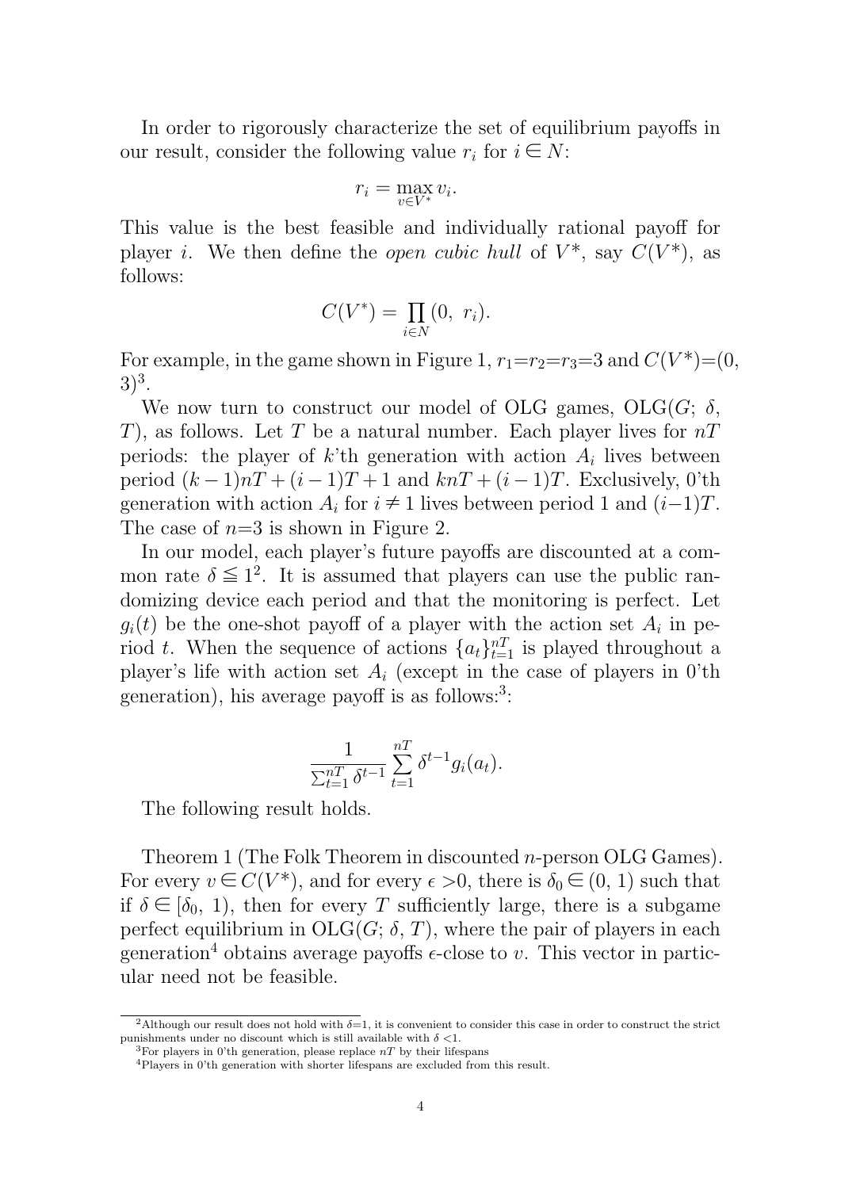In order to rigorously characterize the set of equilibrium payoffs in our result, consider the following value $r_i$ for $i \in N$:

$$r_i = \max_{v \in V^*} v_i.$$

This value is the best feasible and individually rational payoff for player $i$. We then define the *open cubic hull* of $V^*$, say $C(V^*)$, as follows:

$$C(V^*) = \prod_{i \in N} (0, \ r_i).$$

For example, in the game shown in Figure 1, $r_1$=$r_2$=$r_3$=3 and $C(V^*)$=$(0, 3)^3$.

We now turn to construct our model of OLG games, OLG($G$; $\delta$, $T$), as follows. Let $T$ be a natural number. Each player lives for $nT$ periods: the player of $k$'th generation with action $A_i$ lives between period $(k-1)nT + (i-1)T + 1$ and $knT + (i-1)T$. Exclusively, 0'th generation with action $A_i$ for $i \neq 1$ lives between period 1 and $(i-1)T$. The case of $n$=3 is shown in Figure 2.

In our model, each player's future payoffs are discounted at a common rate $\delta \leqq 1$[2]. It is assumed that players can use the public randomizing device each period and that the monitoring is perfect. Let $g_i(t)$ be the one-shot payoff of a player with the action set $A_i$ in period $t$. When the sequence of actions $\{a_t\}_{t=1}^{nT}$ is played throughout a player's life with action set $A_i$ (except in the case of players in 0'th generation), his average payoff is as follows:[3]:

$$\frac{1}{\sum_{t=1}^{nT} \delta^{t-1}} \sum_{t=1}^{nT} \delta^{t-1} g_i(a_t).$$

The following result holds.

Theorem 1 (The Folk Theorem in discounted $n$-person OLG Games). For every $v \in C(V^*)$, and for every $\epsilon > 0$, there is $\delta_0 \in (0, 1)$ such that if $\delta \in [\delta_0, 1)$, then for every $T$ sufficiently large, there is a subgame perfect equilibrium in OLG($G$; $\delta$, $T$), where the pair of players in each generation[4] obtains average payoffs $\epsilon$-close to $v$. This vector in particular need not be feasible.

---

[2]Although our result does not hold with $\delta$=1, it is convenient to consider this case in order to construct the strict punishments under no discount which is still available with $\delta$ <1.

[3]For players in 0'th generation, please replace $nT$ by their lifespans

[4]Players in 0'th generation with shorter lifespans are excluded from this result.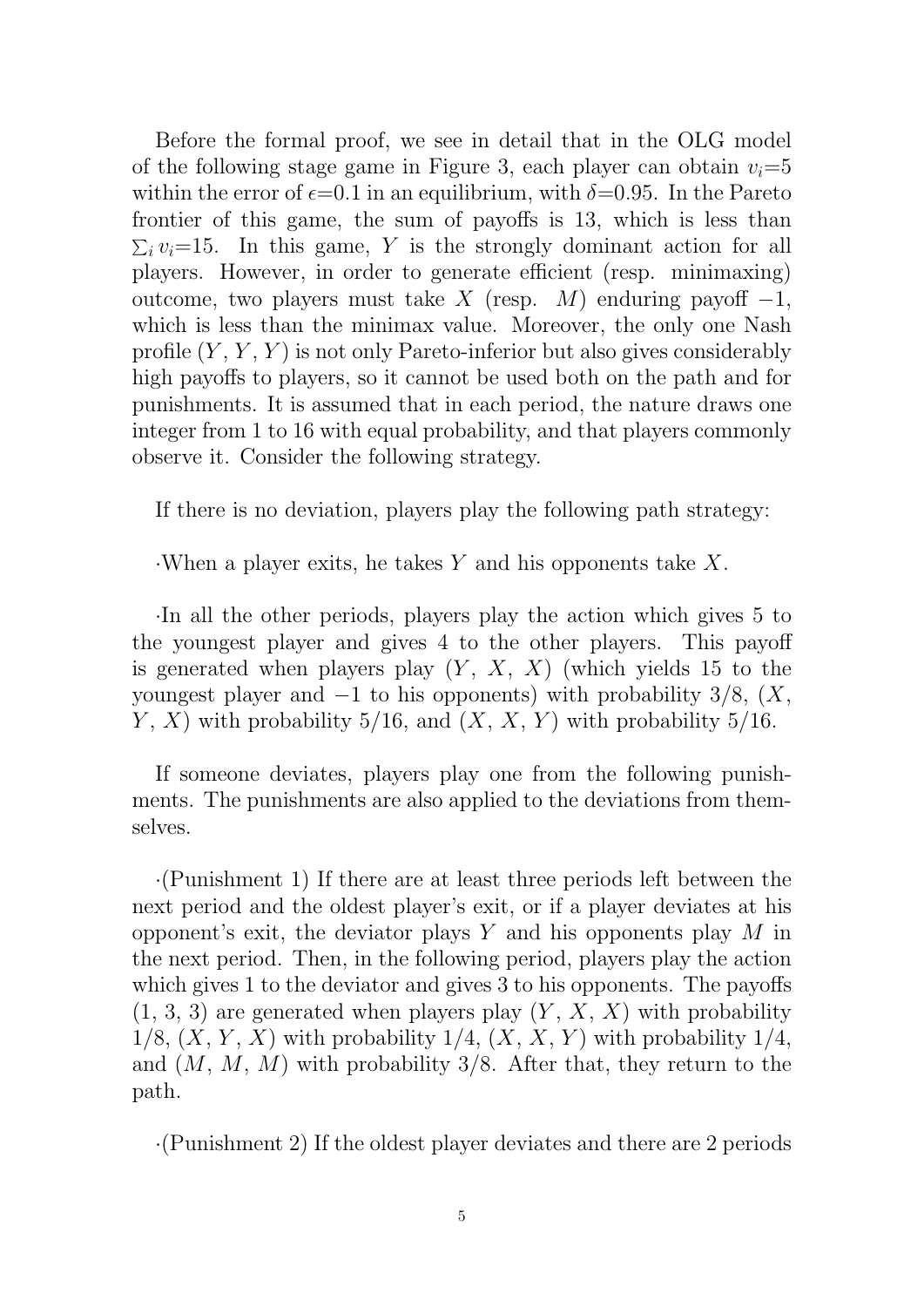Before the formal proof, we see in detail that in the OLG model of the following stage game in Figure 3, each player can obtain $v_i$=5 within the error of $\epsilon$=0.1 in an equilibrium, with $\delta$=0.95. In the Pareto frontier of this game, the sum of payoffs is 13, which is less than $\sum_i v_i$=15. In this game, $Y$ is the strongly dominant action for all players. However, in order to generate efficient (resp. minimaxing) outcome, two players must take $X$ (resp. $M$) enduring payoff $-1$, which is less than the minimax value. Moreover, the only one Nash profile ($Y$, $Y$, $Y$) is not only Pareto-inferior but also gives considerably high payoffs to players, so it cannot be used both on the path and for punishments. It is assumed that in each period, the nature draws one integer from 1 to 16 with equal probability, and that players commonly observe it. Consider the following strategy.

If there is no deviation, players play the following path strategy:

·When a player exits, he takes $Y$ and his opponents take $X$.

·In all the other periods, players play the action which gives 5 to the youngest player and gives 4 to the other players. This payoff is generated when players play ($Y$, $X$, $X$) (which yields 15 to the youngest player and $-1$ to his opponents) with probability 3/8, ($X$, $Y$, $X$) with probability 5/16, and ($X$, $X$, $Y$) with probability 5/16.

If someone deviates, players play one from the following punishments. The punishments are also applied to the deviations from themselves.

·(Punishment 1) If there are at least three periods left between the next period and the oldest player's exit, or if a player deviates at his opponent's exit, the deviator plays $Y$ and his opponents play $M$ in the next period. Then, in the following period, players play the action which gives 1 to the deviator and gives 3 to his opponents. The payoffs (1, 3, 3) are generated when players play ($Y$, $X$, $X$) with probability 1/8, ($X$, $Y$, $X$) with probability 1/4, ($X$, $X$, $Y$) with probability 1/4, and ($M$, $M$, $M$) with probability 3/8. After that, they return to the path.

·(Punishment 2) If the oldest player deviates and there are 2 periods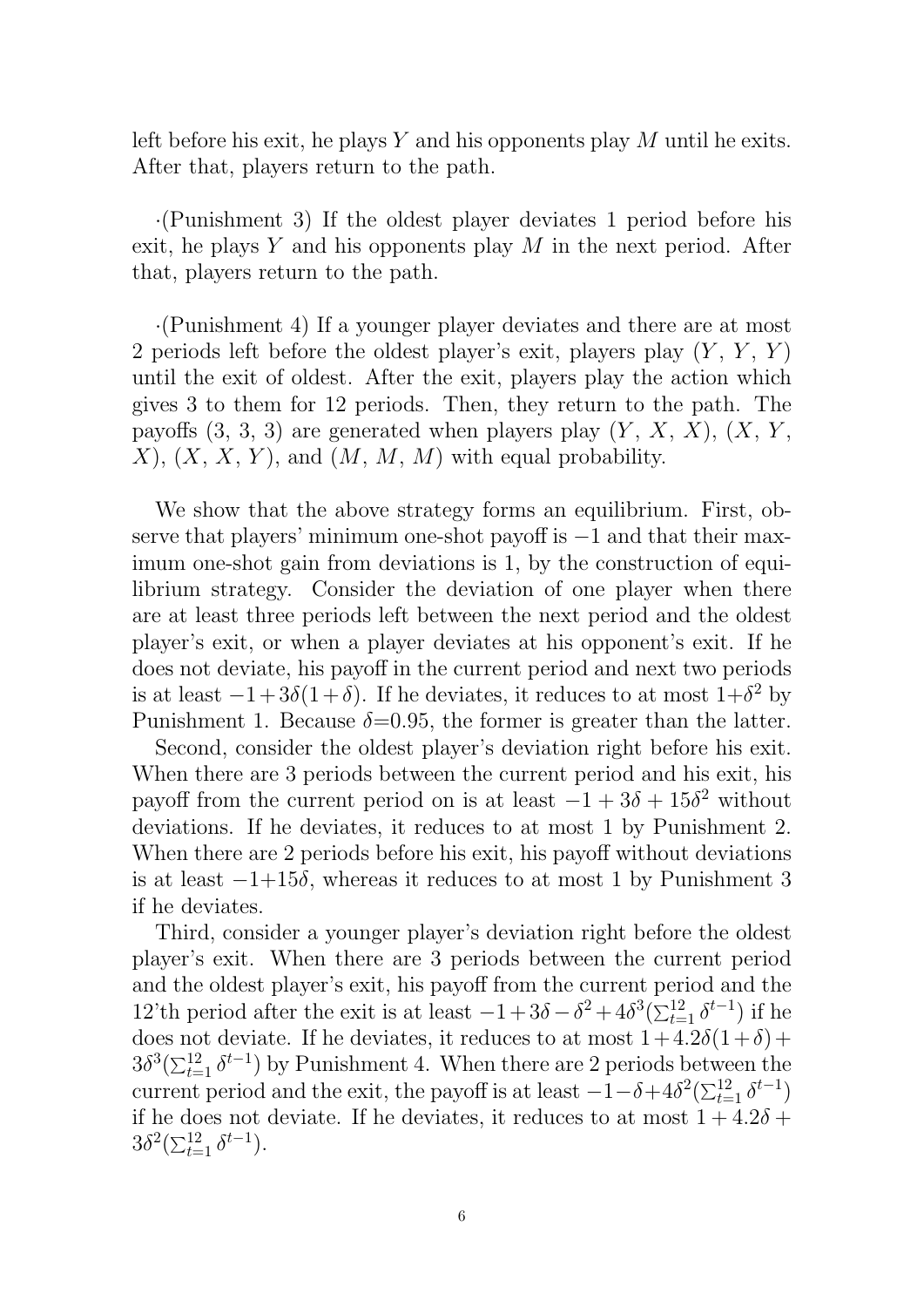left before his exit, he plays $Y$ and his opponents play $M$ until he exits. After that, players return to the path.

·(Punishment 3) If the oldest player deviates 1 period before his exit, he plays $Y$ and his opponents play $M$ in the next period. After that, players return to the path.

·(Punishment 4) If a younger player deviates and there are at most 2 periods left before the oldest player's exit, players play $(Y, Y, Y)$ until the exit of oldest. After the exit, players play the action which gives 3 to them for 12 periods. Then, they return to the path. The payoffs $(3, 3, 3)$ are generated when players play $(Y, X, X)$, $(X, Y, X)$, $(X, X, Y)$, and $(M, M, M)$ with equal probability.

We show that the above strategy forms an equilibrium. First, observe that players' minimum one-shot payoff is $-1$ and that their maximum one-shot gain from deviations is 1, by the construction of equilibrium strategy. Consider the deviation of one player when there are at least three periods left between the next period and the oldest player's exit, or when a player deviates at his opponent's exit. If he does not deviate, his payoff in the current period and next two periods is at least $-1+3\delta(1+\delta)$. If he deviates, it reduces to at most $1+\delta^2$ by Punishment 1. Because $\delta$=0.95, the former is greater than the latter.

Second, consider the oldest player's deviation right before his exit. When there are 3 periods between the current period and his exit, his payoff from the current period on is at least $-1 + 3\delta + 15\delta^2$ without deviations. If he deviates, it reduces to at most 1 by Punishment 2. When there are 2 periods before his exit, his payoff without deviations is at least $-1+15\delta$, whereas it reduces to at most 1 by Punishment 3 if he deviates.

Third, consider a younger player's deviation right before the oldest player's exit. When there are 3 periods between the current period and the oldest player's exit, his payoff from the current period and the 12'th period after the exit is at least $-1+3\delta-\delta^2+4\delta^3(\sum_{t=1}^{12}\delta^{t-1})$ if he does not deviate. If he deviates, it reduces to at most $1+4.2\delta(1+\delta)+3\delta^3(\sum_{t=1}^{12}\delta^{t-1})$ by Punishment 4. When there are 2 periods between the current period and the exit, the payoff is at least $-1-\delta+4\delta^2(\sum_{t=1}^{12}\delta^{t-1})$ if he does not deviate. If he deviates, it reduces to at most $1 + 4.2\delta + 3\delta^2(\sum_{t=1}^{12}\delta^{t-1})$.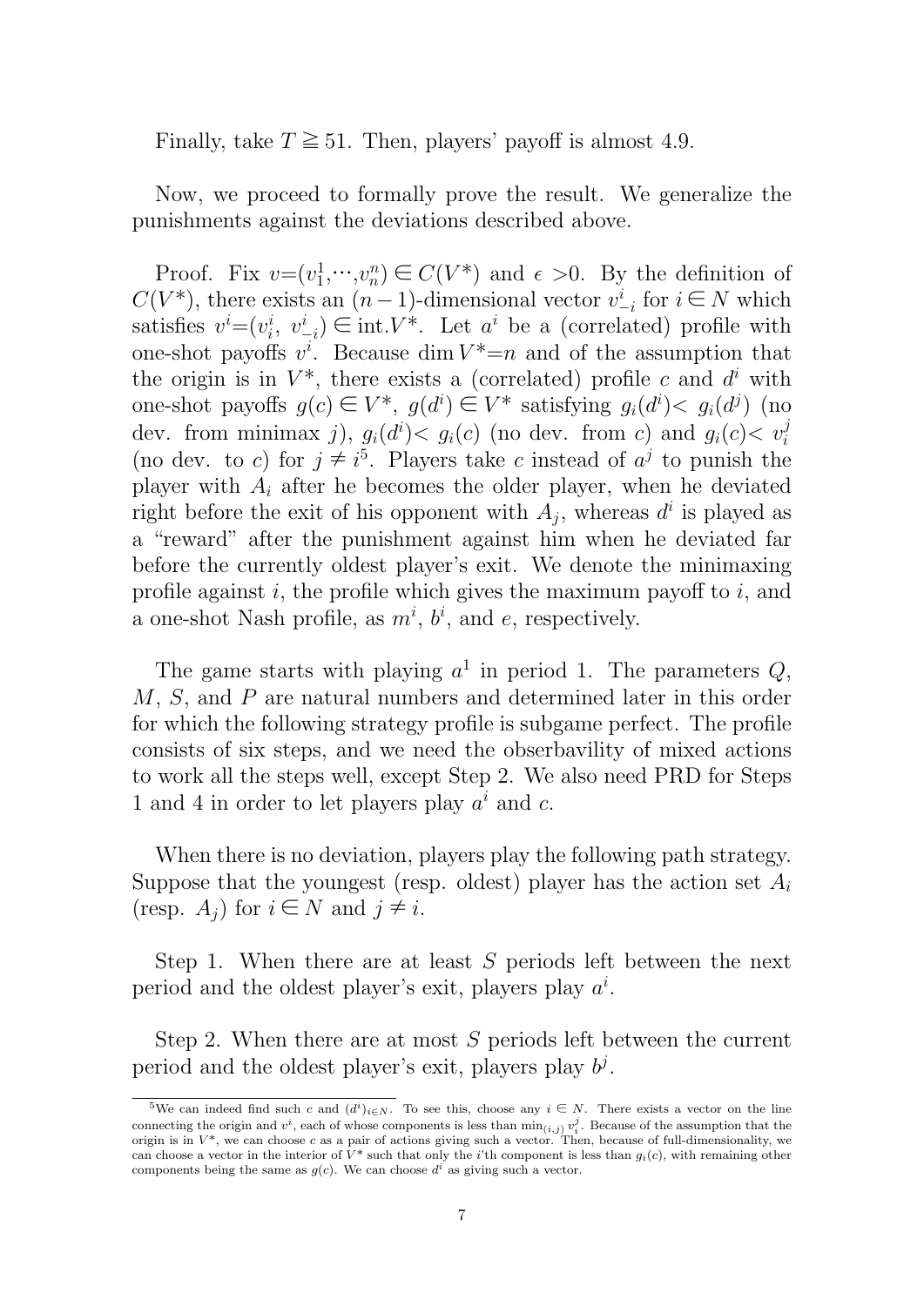Finally, take $T \geqq 51$. Then, players' payoff is almost 4.9.

Now, we proceed to formally prove the result. We generalize the punishments against the deviations described above.

Proof. Fix $v=(v_1^1,\cdots,v_n^n) \in C(V^*)$ and $\epsilon > 0$. By the definition of $C(V^*)$, there exists an $(n-1)$-dimensional vector $v_{-i}^i$ for $i \in N$ which satisfies $v^i=(v_i^i,\ v_{-i}^i) \in \text{int.}V^*$. Let $a^i$ be a (correlated) profile with one-shot payoffs $v^i$. Because $\dim V^*=n$ and of the assumption that the origin is in $V^*$, there exists a (correlated) profile $c$ and $d^i$ with one-shot payoffs $g(c) \in V^*$, $g(d^i) \in V^*$ satisfying $g_i(d^i) < g_i(d^j)$ (no dev. from minimax $j$), $g_i(d^i) < g_i(c)$ (no dev. from $c$) and $g_i(c) < v_i^j$ (no dev. to $c$) for $j \neq i$[5]. Players take $c$ instead of $a^j$ to punish the player with $A_i$ after he becomes the older player, when he deviated right before the exit of his opponent with $A_j$, whereas $d^i$ is played as a "reward" after the punishment against him when he deviated far before the currently oldest player's exit. We denote the minimaxing profile against $i$, the profile which gives the maximum payoff to $i$, and a one-shot Nash profile, as $m^i$, $b^i$, and $e$, respectively.

The game starts with playing $a^1$ in period 1. The parameters $Q$, $M$, $S$, and $P$ are natural numbers and determined later in this order for which the following strategy profile is subgame perfect. The profile consists of six steps, and we need the obserbavility of mixed actions to work all the steps well, except Step 2. We also need PRD for Steps 1 and 4 in order to let players play $a^i$ and $c$.

When there is no deviation, players play the following path strategy. Suppose that the youngest (resp. oldest) player has the action set $A_i$ (resp. $A_j$) for $i \in N$ and $j \neq i$.

Step 1. When there are at least $S$ periods left between the next period and the oldest player's exit, players play $a^i$.

Step 2. When there are at most $S$ periods left between the current period and the oldest player's exit, players play $b^j$.

[5] We can indeed find such $c$ and $(d^i)_{i \in N}$. To see this, choose any $i \in N$. There exists a vector on the line connecting the origin and $v^i$, each of whose components is less than $\min_{(i,j)} v_i^j$. Because of the assumption that the origin is in $V^*$, we can choose $c$ as a pair of actions giving such a vector. Then, because of full-dimensionality, we can choose a vector in the interior of $V^*$ such that only the $i$'th component is less than $g_i(c)$, with remaining other components being the same as $g(c)$. We can choose $d^i$ as giving such a vector.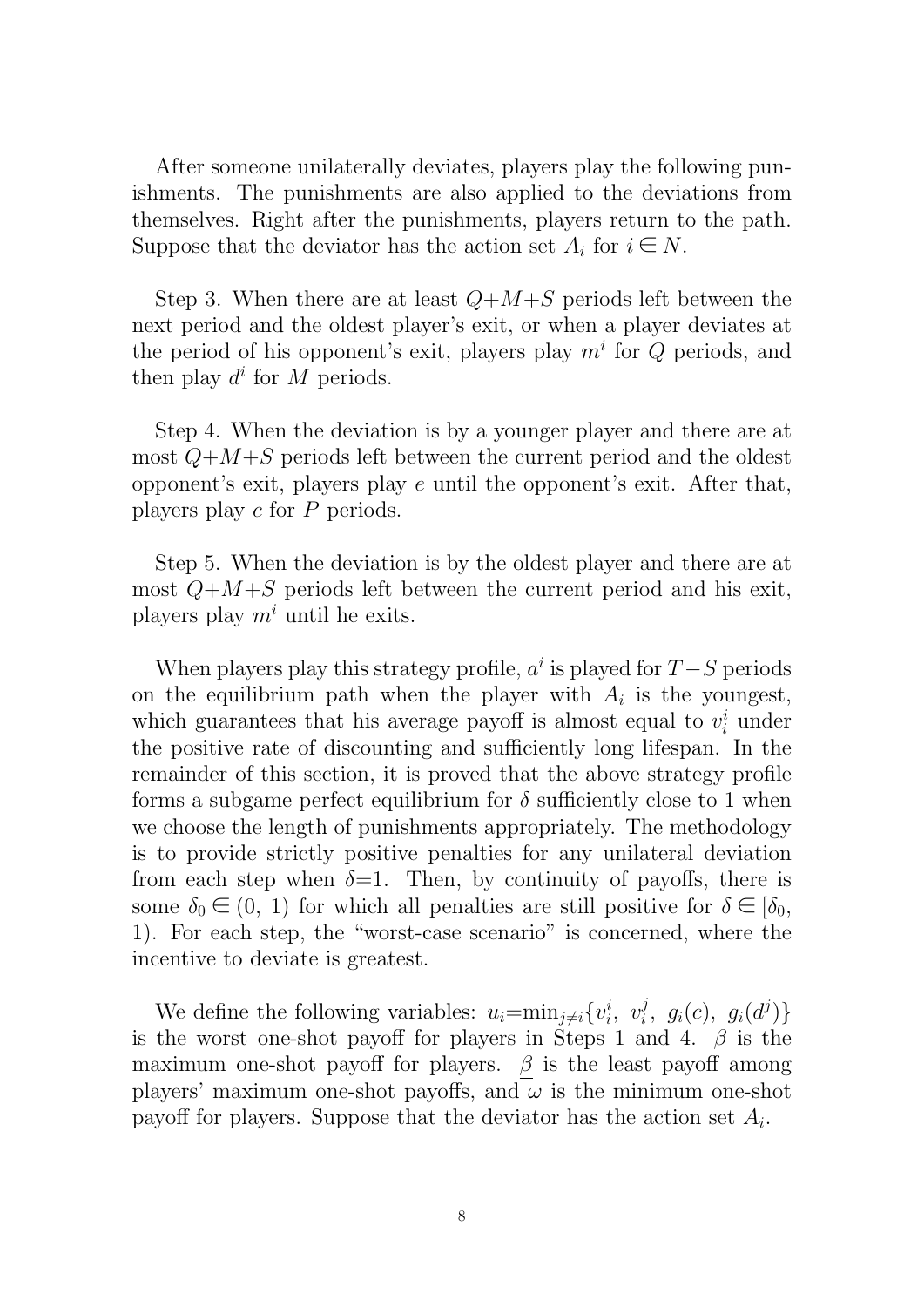After someone unilaterally deviates, players play the following punishments. The punishments are also applied to the deviations from themselves. Right after the punishments, players return to the path. Suppose that the deviator has the action set $A_i$ for $i \in N$.

Step 3. When there are at least $Q+M+S$ periods left between the next period and the oldest player's exit, or when a player deviates at the period of his opponent's exit, players play $m^i$ for $Q$ periods, and then play $d^i$ for $M$ periods.

Step 4. When the deviation is by a younger player and there are at most $Q+M+S$ periods left between the current period and the oldest opponent's exit, players play $e$ until the opponent's exit. After that, players play $c$ for $P$ periods.

Step 5. When the deviation is by the oldest player and there are at most $Q+M+S$ periods left between the current period and his exit, players play $m^i$ until he exits.

When players play this strategy profile, $a^i$ is played for $T-S$ periods on the equilibrium path when the player with $A_i$ is the youngest, which guarantees that his average payoff is almost equal to $v_i^i$ under the positive rate of discounting and sufficiently long lifespan. In the remainder of this section, it is proved that the above strategy profile forms a subgame perfect equilibrium for $\delta$ sufficiently close to 1 when we choose the length of punishments appropriately. The methodology is to provide strictly positive penalties for any unilateral deviation from each step when $\delta=1$. Then, by continuity of payoffs, there is some $\delta_0 \in (0,\ 1)$ for which all penalties are still positive for $\delta \in [\delta_0,\ 1)$. For each step, the "worst-case scenario" is concerned, where the incentive to deviate is greatest.

We define the following variables: $u_i = \min_{j \neq i}\{v_i^i,\ v_i^j,\ g_i(c),\ g_i(d^j)\}$ is the worst one-shot payoff for players in Steps 1 and 4. $\beta$ is the maximum one-shot payoff for players. $\underline{\beta}$ is the least payoff among players' maximum one-shot payoffs, and $\omega$ is the minimum one-shot payoff for players. Suppose that the deviator has the action set $A_i$.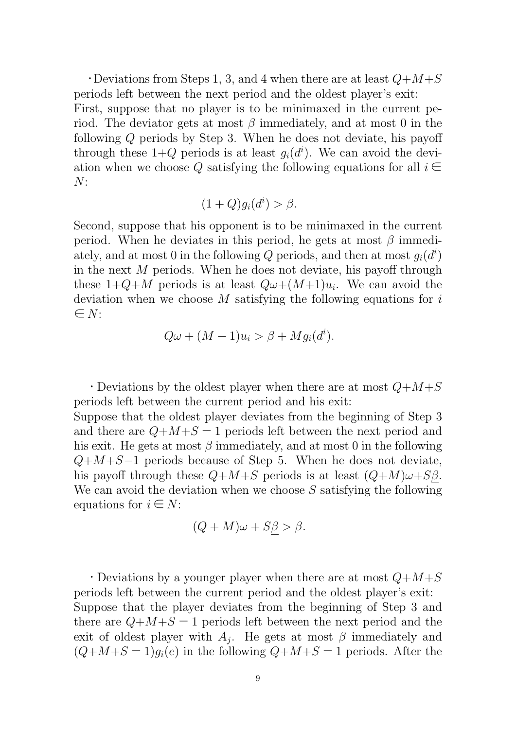· Deviations from Steps 1, 3, and 4 when there are at least $Q$+$M$+$S$ periods left between the next period and the oldest player's exit:
First, suppose that no player is to be minimaxed in the current period. The deviator gets at most $\beta$ immediately, and at most 0 in the following $Q$ periods by Step 3. When he does not deviate, his payoff through these 1+$Q$ periods is at least $g_i(d^i)$. We can avoid the deviation when we choose $Q$ satisfying the following equations for all $i \in N$:

$$(1 + Q)g_i(d^i) > \beta.$$

Second, suppose that his opponent is to be minimaxed in the current period. When he deviates in this period, he gets at most $\beta$ immediately, and at most 0 in the following $Q$ periods, and then at most $g_i(d^i)$ in the next $M$ periods. When he does not deviate, his payoff through these 1+$Q$+$M$ periods is at least $Q\omega$+$(M$+$1)u_i$. We can avoid the deviation when we choose $M$ satisfying the following equations for $i \in N$:

$$Q\omega + (M + 1)u_i > \beta + Mg_i(d^i).$$

· Deviations by the oldest player when there are at most $Q$+$M$+$S$ periods left between the current period and his exit:
Suppose that the oldest player deviates from the beginning of Step 3 and there are $Q$+$M$+$S - 1$ periods left between the next period and his exit. He gets at most $\beta$ immediately, and at most 0 in the following $Q$+$M$+$S$−1 periods because of Step 5. When he does not deviate, his payoff through these $Q$+$M$+$S$ periods is at least $(Q$+$M)\omega$+$S\underline{\beta}$. We can avoid the deviation when we choose $S$ satisfying the following equations for $i \in N$:

$$(Q + M)\omega + S\underline{\beta} > \beta.$$

· Deviations by a younger player when there are at most $Q$+$M$+$S$ periods left between the current period and the oldest player's exit:
Suppose that the player deviates from the beginning of Step 3 and there are $Q$+$M$+$S - 1$ periods left between the next period and the exit of oldest player with $A_j$. He gets at most $\beta$ immediately and $(Q$+$M$+$S - 1)g_i(e)$ in the following $Q$+$M$+$S - 1$ periods. After the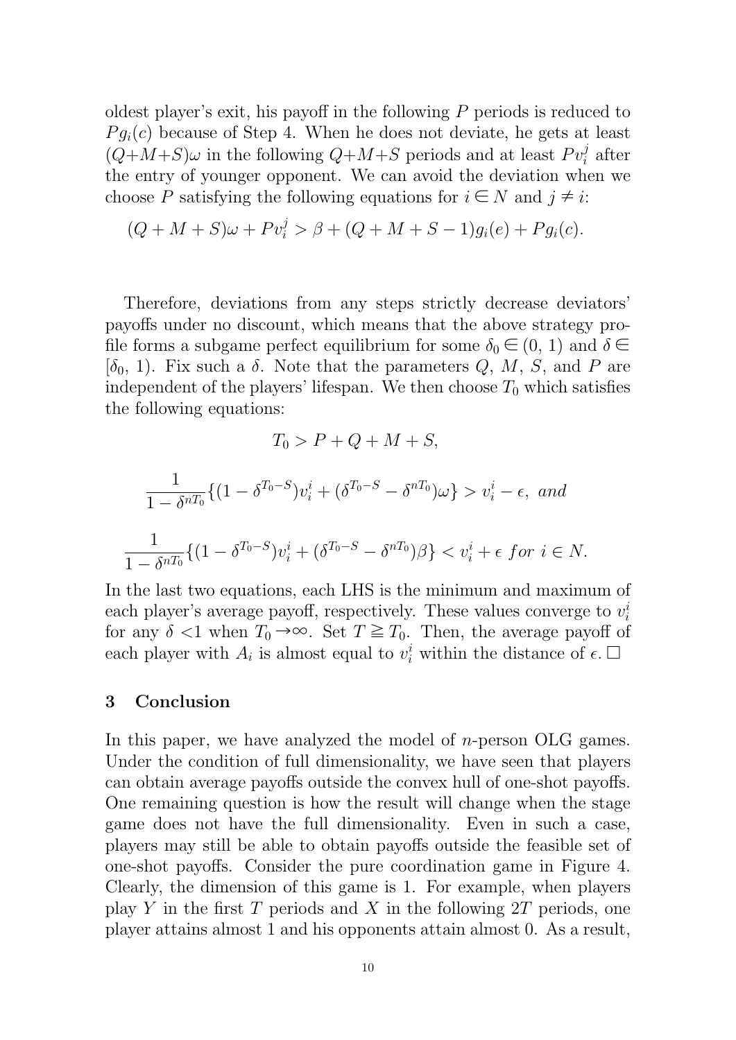oldest player's exit, his payoff in the following $P$ periods is reduced to $Pg_i(c)$ because of Step 4. When he does not deviate, he gets at least $(Q{+}M{+}S)\omega$ in the following $Q{+}M{+}S$ periods and at least $Pv_i^j$ after the entry of younger opponent. We can avoid the deviation when we choose $P$ satisfying the following equations for $i \in N$ and $j \neq i$:

$$(Q + M + S)\omega + Pv_i^j > \beta + (Q + M + S - 1)g_i(e) + Pg_i(c).$$

Therefore, deviations from any steps strictly decrease deviators' payoffs under no discount, which means that the above strategy profile forms a subgame perfect equilibrium for some $\delta_0 \in (0, 1)$ and $\delta \in [\delta_0, 1)$. Fix such a $\delta$. Note that the parameters $Q$, $M$, $S$, and $P$ are independent of the players' lifespan. We then choose $T_0$ which satisfies the following equations:

$$T_0 > P + Q + M + S,$$

$$\frac{1}{1-\delta^{nT_0}}\{(1-\delta^{T_0-S})v_i^i + (\delta^{T_0-S} - \delta^{nT_0})\omega\} > v_i^i - \epsilon, \textit{ and}$$

$$\frac{1}{1-\delta^{nT_0}}\{(1-\delta^{T_0-S})v_i^i + (\delta^{T_0-S} - \delta^{nT_0})\beta\} < v_i^i + \epsilon \textit{ for } i \in N.$$

In the last two equations, each LHS is the minimum and maximum of each player's average payoff, respectively. These values converge to $v_i^i$ for any $\delta < 1$ when $T_0 \to \infty$. Set $T \geqq T_0$. Then, the average payoff of each player with $A_i$ is almost equal to $v_i^i$ within the distance of $\epsilon$. $\square$

## 3 Conclusion

In this paper, we have analyzed the model of $n$-person OLG games. Under the condition of full dimensionality, we have seen that players can obtain average payoffs outside the convex hull of one-shot payoffs. One remaining question is how the result will change when the stage game does not have the full dimensionality. Even in such a case, players may still be able to obtain payoffs outside the feasible set of one-shot payoffs. Consider the pure coordination game in Figure 4. Clearly, the dimension of this game is 1. For example, when players play $Y$ in the first $T$ periods and $X$ in the following $2T$ periods, one player attains almost 1 and his opponents attain almost 0. As a result,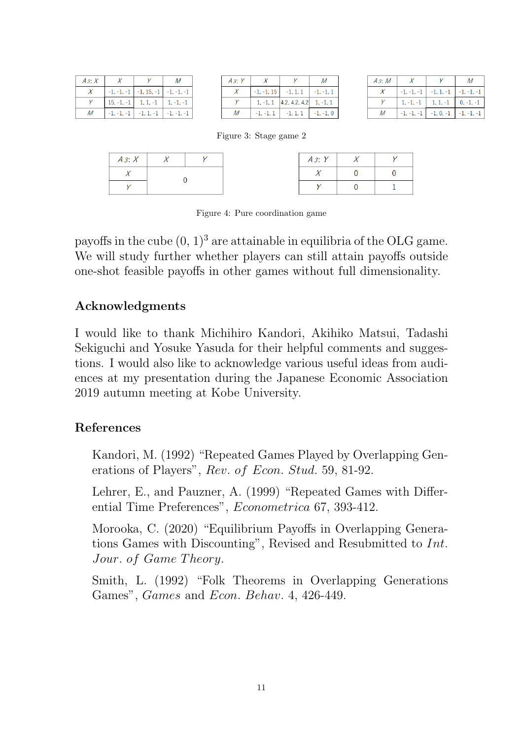| A3: X | X | Y | M |
|---|---|---|---|
| X | -1, -1, -1 | -1, 15, -1 | -1, -1, -1 |
| Y | 15, -1, -1 | 1, 1, -1 | 1, -1, -1 |
| M | -1, -1, -1 | -1, 1, -1 | -1, -1, -1 |

| A3: Y | X | Y | M |
|---|---|---|---|
| X | -1, -1, 15 | -1, 1, 1 | -1, -1, 1 |
| Y | 1, -1, 1 | 4.2, 4.2, 4.2 | 1, -1, 1 |
| M | -1, -1, 1 | -1, 1, 1 | -1, -1, 0 |

| A3: M | X | Y | M |
|---|---|---|---|
| X | -1, -1, -1 | -1, 1, -1 | -1, -1, -1 |
| Y | 1, -1, -1 | 1, 1, -1 | 0, -1, -1 |
| M | -1, -1, -1 | -1, 0, -1 | -1, -1, -1 |

Figure 3: Stage game 2

| A3: X | X | Y |
|---|---|---|
| X | 0 | |
| Y | | |

| A3: Y | X | Y |
|---|---|---|
| X | 0 | 0 |
| Y | 0 | 1 |

Figure 4: Pure coordination game

payoffs in the cube $(0, 1)^3$ are attainable in equilibria of the OLG game. We will study further whether players can still attain payoffs outside one-shot feasible payoffs in other games without full dimensionality.

## Acknowledgments

I would like to thank Michihiro Kandori, Akihiko Matsui, Tadashi Sekiguchi and Yosuke Yasuda for their helpful comments and suggestions. I would also like to acknowledge various useful ideas from audiences at my presentation during the Japanese Economic Association 2019 autumn meeting at Kobe University.

## References

Kandori, M. (1992) "Repeated Games Played by Overlapping Generations of Players", *Rev. of Econ. Stud.* 59, 81-92.

Lehrer, E., and Pauzner, A. (1999) "Repeated Games with Differential Time Preferences", *Econometrica* 67, 393-412.

Morooka, C. (2020) "Equilibrium Payoffs in Overlapping Generations Games with Discounting", Revised and Resubmitted to *Int. Jour. of Game Theory*.

Smith, L. (1992) "Folk Theorems in Overlapping Generations Games", *Games* and *Econ. Behav.* 4, 426-449.